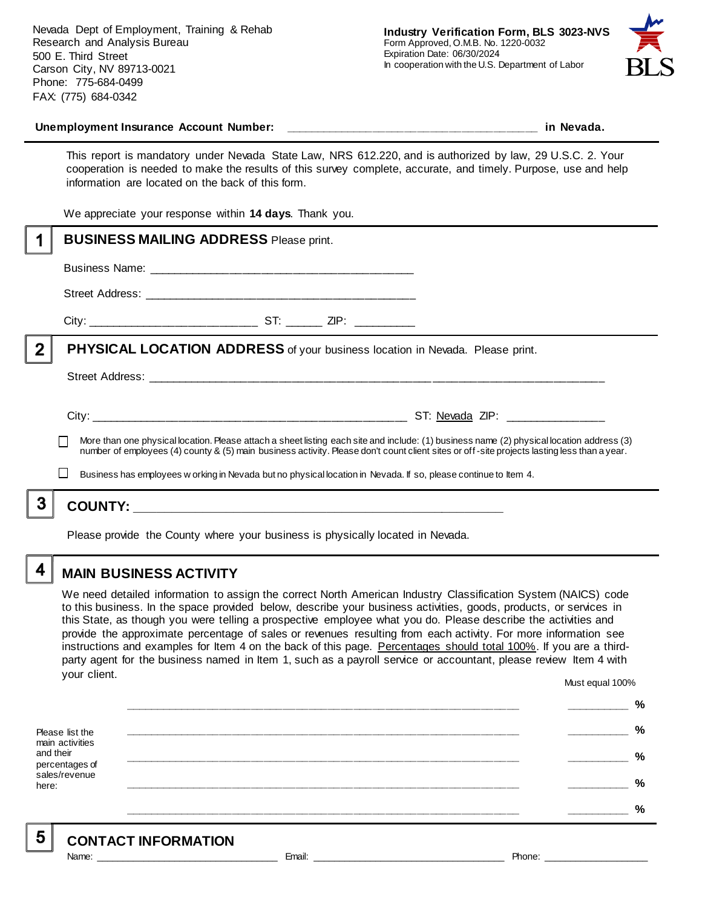Nevada Dept of Employment, Training & Rehab
Research and Analysis Bureau
500 E. Third Street
Carson City, NV 89713-0021
Phone: 775-684-0499
FAX: (775) 684-0342

**Industry Verification Form, BLS 3023-NVS**
Form Approved, O.M.B. No. 1220-0032
Expiration Date: 06/30/2024
In cooperation with the U.S. Department of Labor

**Unemployment Insurance Account Number:** ______________________________________ **in Nevada.**

This report is mandatory under Nevada State Law, NRS 612.220, and is authorized by law, 29 U.S.C. 2. Your cooperation is needed to make the results of this survey complete, accurate, and timely. Purpose, use and help information are located on the back of this form.

We appreciate your response within **14 days**. Thank you.

## 1 BUSINESS MAILING ADDRESS Please print.

Business Name: ________________________________________

Street Address: ________________________________________

City: _________________________ ST: ______ ZIP: _________

## 2 PHYSICAL LOCATION ADDRESS of your business location in Nevada. Please print.

Street Address: ______________________________________________________________________

City: ______________________________________________ ST: Nevada ZIP: _______________

☐ More than one physical location. Please attach a sheet listing each site and include: (1) business name (2) physical location address (3) number of employees (4) county & (5) main business activity. Please don't count client sites or off-site projects lasting less than a year.

☐ Business has employees working in Nevada but no physical location in Nevada. If so, please continue to Item 4.

## 3 COUNTY: _______________________________________________________

Please provide the County where your business is physically located in Nevada.

## 4 MAIN BUSINESS ACTIVITY

We need detailed information to assign the correct North American Industry Classification System (NAICS) code to this business. In the space provided below, describe your business activities, goods, products, or services in this State, as though you were telling a prospective employee what you do. Please describe the activities and provide the approximate percentage of sales or revenues resulting from each activity. For more information see instructions and examples for Item 4 on the back of this page. Percentages should total 100%. If you are a third-party agent for the business named in Item 1, such as a payroll service or accountant, please review Item 4 with your client.

Must equal 100%

Please list the main activities and their percentages of sales/revenue here:

_____________________________________________________________ __________ %

_____________________________________________________________ __________ %

_____________________________________________________________ __________ %

_____________________________________________________________ __________ %

_____________________________________________________________ __________ %

## 5 CONTACT INFORMATION

Name: ______________________________ Email: ________________________________ Phone: __________________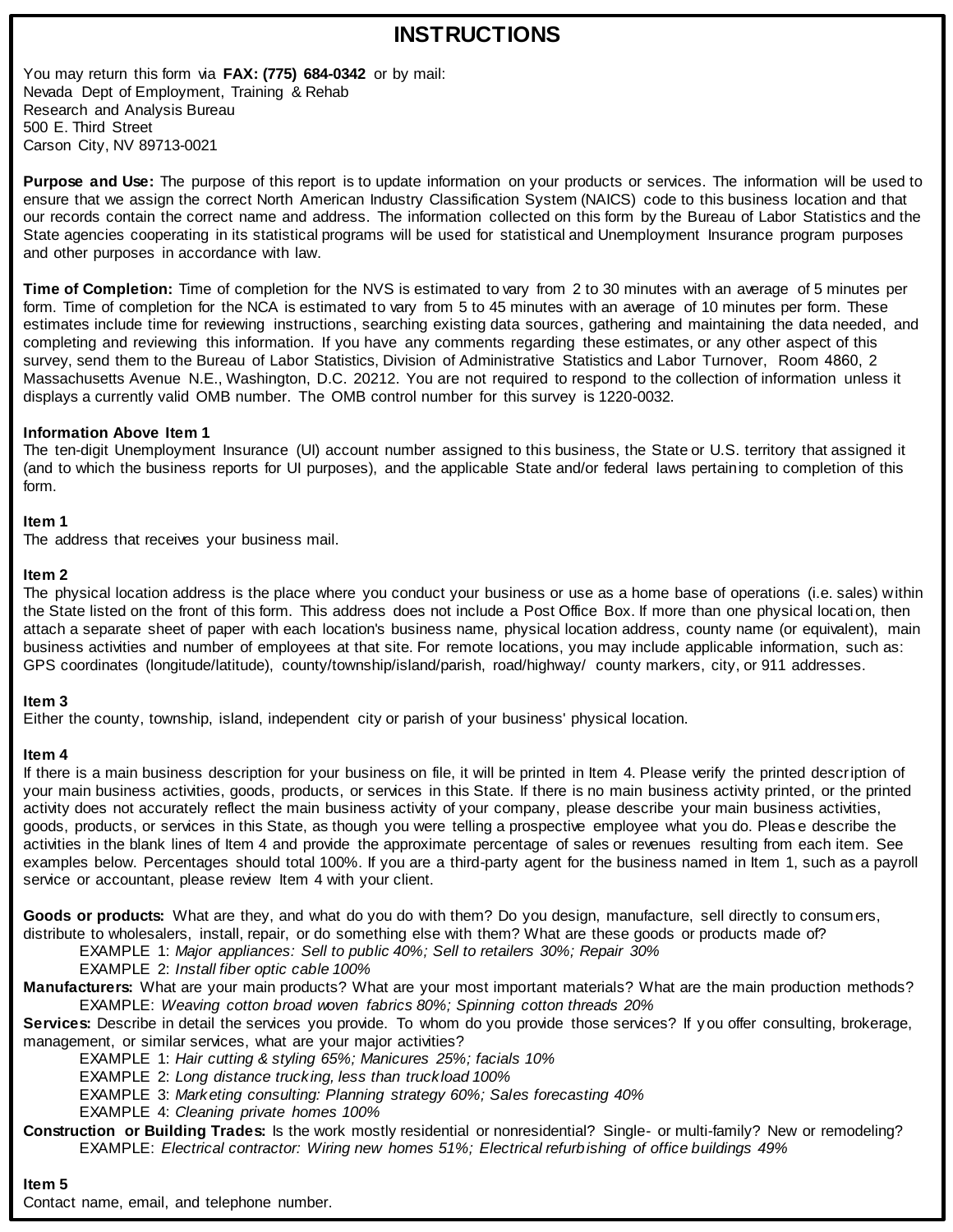# INSTRUCTIONS

You may return this form via **FAX: (775) 684-0342** or by mail:
Nevada Dept of Employment, Training & Rehab
Research and Analysis Bureau
500 E. Third Street
Carson City, NV 89713-0021

**Purpose and Use:** The purpose of this report is to update information on your products or services. The information will be used to ensure that we assign the correct North American Industry Classification System (NAICS) code to this business location and that our records contain the correct name and address. The information collected on this form by the Bureau of Labor Statistics and the State agencies cooperating in its statistical programs will be used for statistical and Unemployment Insurance program purposes and other purposes in accordance with law.

**Time of Completion:** Time of completion for the NVS is estimated to vary from 2 to 30 minutes with an average of 5 minutes per form. Time of completion for the NCA is estimated to vary from 5 to 45 minutes with an average of 10 minutes per form. These estimates include time for reviewing instructions, searching existing data sources, gathering and maintaining the data needed, and completing and reviewing this information. If you have any comments regarding these estimates, or any other aspect of this survey, send them to the Bureau of Labor Statistics, Division of Administrative Statistics and Labor Turnover, Room 4860, 2 Massachusetts Avenue N.E., Washington, D.C. 20212. You are not required to respond to the collection of information unless it displays a currently valid OMB number. The OMB control number for this survey is 1220-0032.

**Information Above Item 1**
The ten-digit Unemployment Insurance (UI) account number assigned to this business, the State or U.S. territory that assigned it (and to which the business reports for UI purposes), and the applicable State and/or federal laws pertaining to completion of this form.

**Item 1**
The address that receives your business mail.

**Item 2**
The physical location address is the place where you conduct your business or use as a home base of operations (i.e. sales) within the State listed on the front of this form. This address does not include a Post Office Box. If more than one physical location, then attach a separate sheet of paper with each location's business name, physical location address, county name (or equivalent), main business activities and number of employees at that site. For remote locations, you may include applicable information, such as: GPS coordinates (longitude/latitude), county/township/island/parish, road/highway/ county markers, city, or 911 addresses.

**Item 3**
Either the county, township, island, independent city or parish of your business' physical location.

**Item 4**
If there is a main business description for your business on file, it will be printed in Item 4. Please verify the printed description of your main business activities, goods, products, or services in this State. If there is no main business activity printed, or the printed activity does not accurately reflect the main business activity of your company, please describe your main business activities, goods, products, or services in this State, as though you were telling a prospective employee what you do. Please describe the activities in the blank lines of Item 4 and provide the approximate percentage of sales or revenues resulting from each item. See examples below. Percentages should total 100%. If you are a third-party agent for the business named in Item 1, such as a payroll service or accountant, please review Item 4 with your client.

**Goods or products:** What are they, and what do you do with them? Do you design, manufacture, sell directly to consumers, distribute to wholesalers, install, repair, or do something else with them? What are these goods or products made of?
EXAMPLE 1: *Major appliances: Sell to public 40%; Sell to retailers 30%; Repair 30%*
EXAMPLE 2: *Install fiber optic cable 100%*

**Manufacturers:** What are your main products? What are your most important materials? What are the main production methods?
EXAMPLE: *Weaving cotton broad woven fabrics 80%; Spinning cotton threads 20%*

**Services:** Describe in detail the services you provide. To whom do you provide those services? If you offer consulting, brokerage, management, or similar services, what are your major activities?
EXAMPLE 1: *Hair cutting & styling 65%; Manicures 25%; facials 10%*
EXAMPLE 2: *Long distance trucking, less than truckload 100%*
EXAMPLE 3: *Marketing consulting: Planning strategy 60%; Sales forecasting 40%*
EXAMPLE 4: *Cleaning private homes 100%*

**Construction or Building Trades:** Is the work mostly residential or nonresidential? Single- or multi-family? New or remodeling?
EXAMPLE: *Electrical contractor: Wiring new homes 51%; Electrical refurbishing of office buildings 49%*

**Item 5**
Contact name, email, and telephone number.